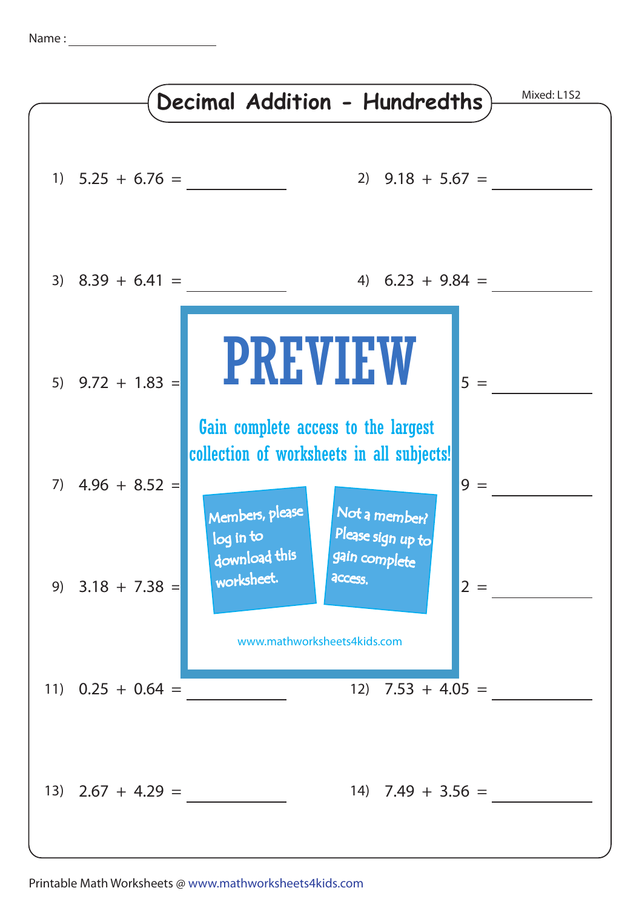Name : ____________________

# Decimal Addition - Hundredths

Mixed: L1S2

1) $5.25 + 6.76 =$ __________

2) $9.18 + 5.67 =$ __________

3) $8.39 + 6.41 =$ __________

4) $6.23 + 9.84 =$ __________

5) $9.72 + 1.83 =$ __________

6) ...5 = __________

7) $4.96 + 8.52 =$ __________

8) ...9 = __________

9) $3.18 + 7.38 =$ __________

10) ...2 = __________

PREVIEW

Gain complete access to the largest collection of worksheets in all subjects!

Members, please log in to download this worksheet.

Not a member? Please sign up to gain complete access.

www.mathworksheets4kids.com

11) $0.25 + 0.64 =$ __________

12) $7.53 + 4.05 =$ __________

13) $2.67 + 4.29 =$ __________

14) $7.49 + 3.56 =$ __________

Printable Math Worksheets @ www.mathworksheets4kids.com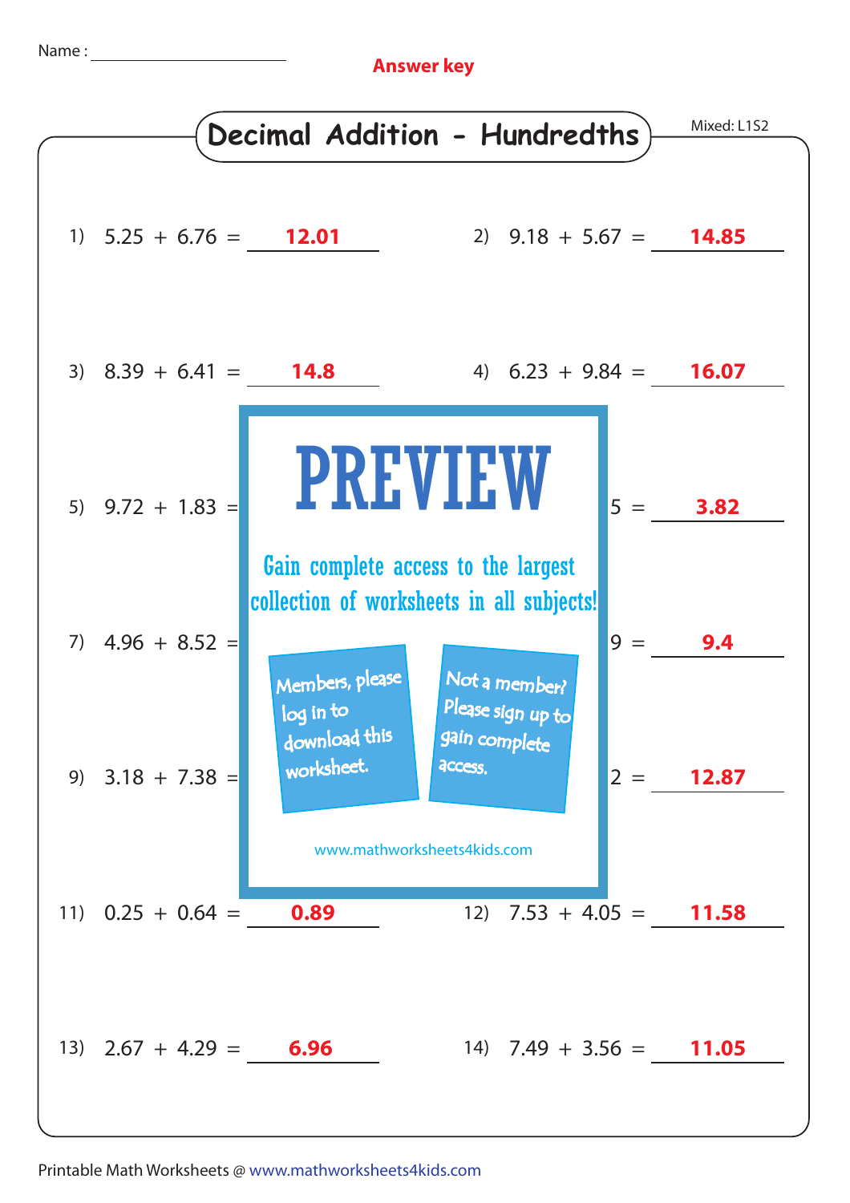Name : ____________________

**Answer key**

# Decimal Addition - Hundredths

Mixed: L1S2

1) 5.25 + 6.76 = **12.01**

2) 9.18 + 5.67 = **14.85**

3) 8.39 + 6.41 = **14.8**

4) 6.23 + 9.84 = **16.07**

5) 9.72 + 1.83 =

5 = **3.82**

7) 4.96 + 8.52 =

9 = **9.4**

9) 3.18 + 7.38 =

2 = **12.87**

11) 0.25 + 0.64 = **0.89**

12) 7.53 + 4.05 = **11.58**

13) 2.67 + 4.29 = **6.96**

14) 7.49 + 3.56 = **11.05**

PREVIEW

Gain complete access to the largest collection of worksheets in all subjects!

Members, please log in to download this worksheet.

Not a member? Please sign up to gain complete access.

www.mathworksheets4kids.com

Printable Math Worksheets @ www.mathworksheets4kids.com